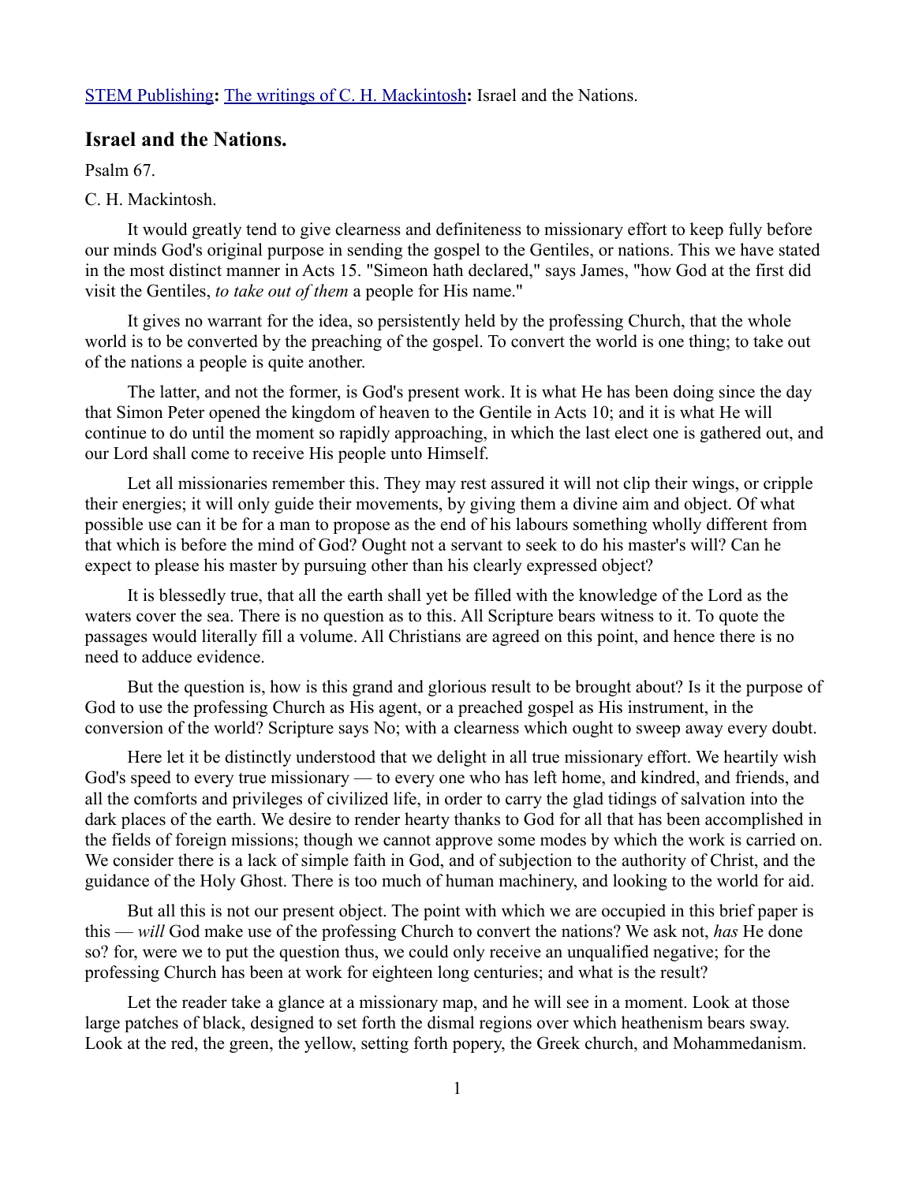STEM Publishing**:** The writings of C. H. Mackintosh**:** Israel and the Nations.

## Israel and the Nations.

Psalm 67.

C. H. Mackintosh.

It would greatly tend to give clearness and definiteness to missionary effort to keep fully before our minds God's original purpose in sending the gospel to the Gentiles, or nations. This we have stated in the most distinct manner in Acts 15. "Simeon hath declared," says James, "how God at the first did visit the Gentiles, *to take out of them* a people for His name."

It gives no warrant for the idea, so persistently held by the professing Church, that the whole world is to be converted by the preaching of the gospel. To convert the world is one thing; to take out of the nations a people is quite another.

The latter, and not the former, is God's present work. It is what He has been doing since the day that Simon Peter opened the kingdom of heaven to the Gentile in Acts 10; and it is what He will continue to do until the moment so rapidly approaching, in which the last elect one is gathered out, and our Lord shall come to receive His people unto Himself.

Let all missionaries remember this. They may rest assured it will not clip their wings, or cripple their energies; it will only guide their movements, by giving them a divine aim and object. Of what possible use can it be for a man to propose as the end of his labours something wholly different from that which is before the mind of God? Ought not a servant to seek to do his master's will? Can he expect to please his master by pursuing other than his clearly expressed object?

It is blessedly true, that all the earth shall yet be filled with the knowledge of the Lord as the waters cover the sea. There is no question as to this. All Scripture bears witness to it. To quote the passages would literally fill a volume. All Christians are agreed on this point, and hence there is no need to adduce evidence.

But the question is, how is this grand and glorious result to be brought about? Is it the purpose of God to use the professing Church as His agent, or a preached gospel as His instrument, in the conversion of the world? Scripture says No; with a clearness which ought to sweep away every doubt.

Here let it be distinctly understood that we delight in all true missionary effort. We heartily wish God's speed to every true missionary — to every one who has left home, and kindred, and friends, and all the comforts and privileges of civilized life, in order to carry the glad tidings of salvation into the dark places of the earth. We desire to render hearty thanks to God for all that has been accomplished in the fields of foreign missions; though we cannot approve some modes by which the work is carried on. We consider there is a lack of simple faith in God, and of subjection to the authority of Christ, and the guidance of the Holy Ghost. There is too much of human machinery, and looking to the world for aid.

But all this is not our present object. The point with which we are occupied in this brief paper is this — *will* God make use of the professing Church to convert the nations? We ask not, *has* He done so? for, were we to put the question thus, we could only receive an unqualified negative; for the professing Church has been at work for eighteen long centuries; and what is the result?

Let the reader take a glance at a missionary map, and he will see in a moment. Look at those large patches of black, designed to set forth the dismal regions over which heathenism bears sway. Look at the red, the green, the yellow, setting forth popery, the Greek church, and Mohammedanism.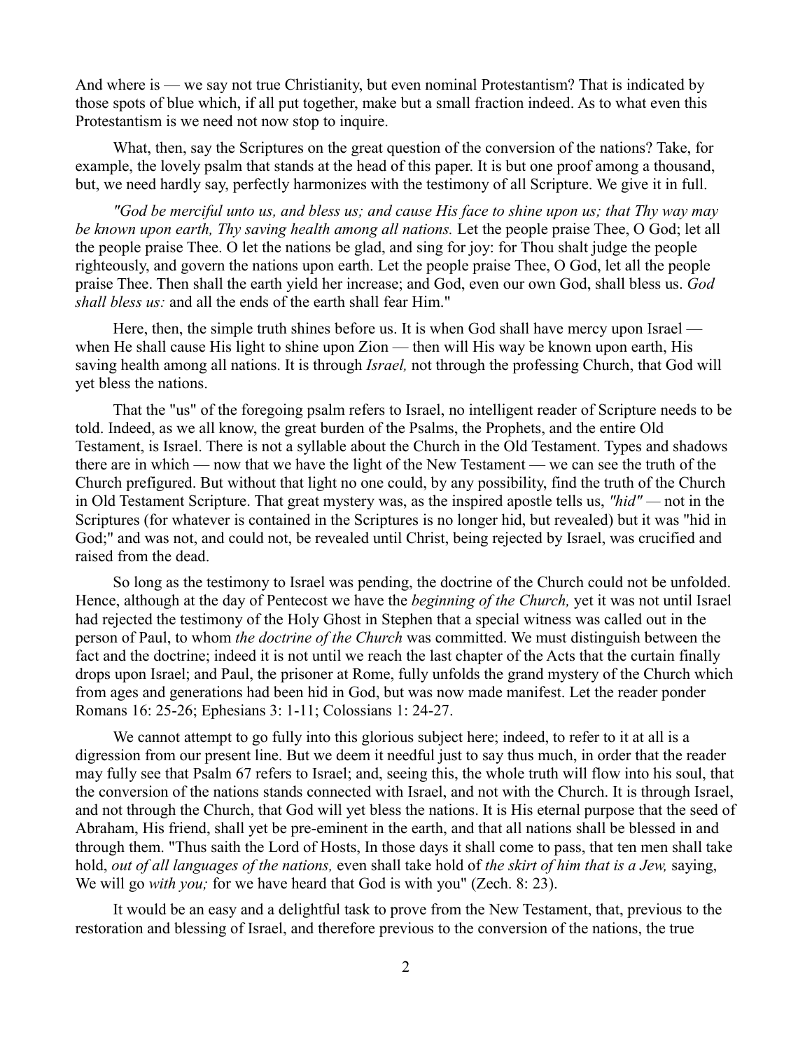And where is — we say not true Christianity, but even nominal Protestantism? That is indicated by those spots of blue which, if all put together, make but a small fraction indeed. As to what even this Protestantism is we need not now stop to inquire.

What, then, say the Scriptures on the great question of the conversion of the nations? Take, for example, the lovely psalm that stands at the head of this paper. It is but one proof among a thousand, but, we need hardly say, perfectly harmonizes with the testimony of all Scripture. We give it in full.

*"God be merciful unto us, and bless us; and cause His face to shine upon us; that Thy way may be known upon earth, Thy saving health among all nations.* Let the people praise Thee, O God; let all the people praise Thee. O let the nations be glad, and sing for joy: for Thou shalt judge the people righteously, and govern the nations upon earth. Let the people praise Thee, O God, let all the people praise Thee. Then shall the earth yield her increase; and God, even our own God, shall bless us. *God shall bless us:* and all the ends of the earth shall fear Him."

Here, then, the simple truth shines before us. It is when God shall have mercy upon Israel — when He shall cause His light to shine upon Zion — then will His way be known upon earth, His saving health among all nations. It is through *Israel,* not through the professing Church, that God will yet bless the nations.

That the "us" of the foregoing psalm refers to Israel, no intelligent reader of Scripture needs to be told. Indeed, as we all know, the great burden of the Psalms, the Prophets, and the entire Old Testament, is Israel. There is not a syllable about the Church in the Old Testament. Types and shadows there are in which — now that we have the light of the New Testament — we can see the truth of the Church prefigured. But without that light no one could, by any possibility, find the truth of the Church in Old Testament Scripture. That great mystery was, as the inspired apostle tells us, *"hid"* — not in the Scriptures (for whatever is contained in the Scriptures is no longer hid, but revealed) but it was "hid in God;" and was not, and could not, be revealed until Christ, being rejected by Israel, was crucified and raised from the dead.

So long as the testimony to Israel was pending, the doctrine of the Church could not be unfolded. Hence, although at the day of Pentecost we have the *beginning of the Church,* yet it was not until Israel had rejected the testimony of the Holy Ghost in Stephen that a special witness was called out in the person of Paul, to whom *the doctrine of the Church* was committed. We must distinguish between the fact and the doctrine; indeed it is not until we reach the last chapter of the Acts that the curtain finally drops upon Israel; and Paul, the prisoner at Rome, fully unfolds the grand mystery of the Church which from ages and generations had been hid in God, but was now made manifest. Let the reader ponder Romans 16: 25-26; Ephesians 3: 1-11; Colossians 1: 24-27.

We cannot attempt to go fully into this glorious subject here; indeed, to refer to it at all is a digression from our present line. But we deem it needful just to say thus much, in order that the reader may fully see that Psalm 67 refers to Israel; and, seeing this, the whole truth will flow into his soul, that the conversion of the nations stands connected with Israel, and not with the Church. It is through Israel, and not through the Church, that God will yet bless the nations. It is His eternal purpose that the seed of Abraham, His friend, shall yet be pre-eminent in the earth, and that all nations shall be blessed in and through them. "Thus saith the Lord of Hosts, In those days it shall come to pass, that ten men shall take hold, *out of all languages of the nations,* even shall take hold of *the skirt of him that is a Jew,* saying, We will go *with you;* for we have heard that God is with you" (Zech. 8: 23).

It would be an easy and a delightful task to prove from the New Testament, that, previous to the restoration and blessing of Israel, and therefore previous to the conversion of the nations, the true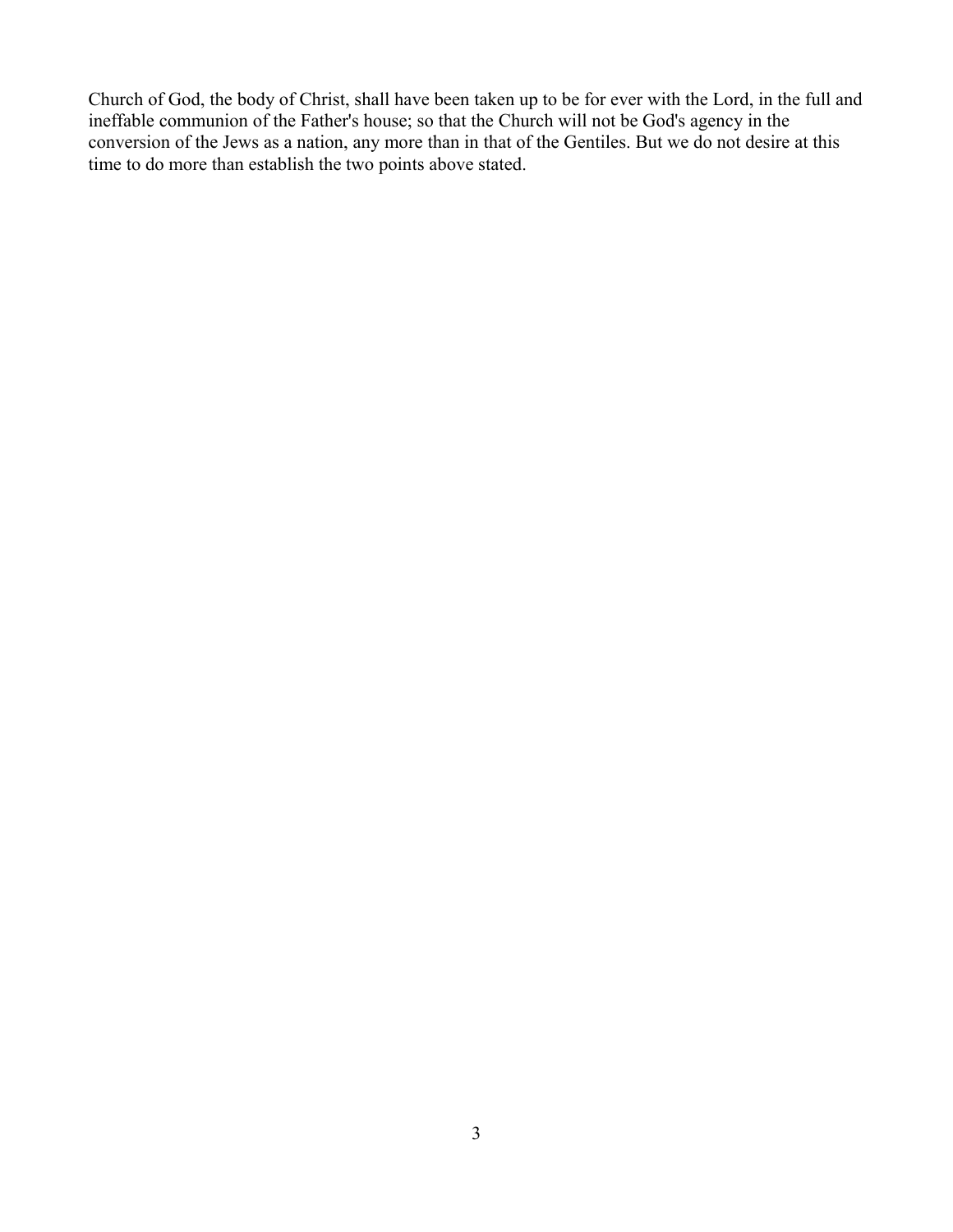Church of God, the body of Christ, shall have been taken up to be for ever with the Lord, in the full and ineffable communion of the Father's house; so that the Church will not be God's agency in the conversion of the Jews as a nation, any more than in that of the Gentiles. But we do not desire at this time to do more than establish the two points above stated.